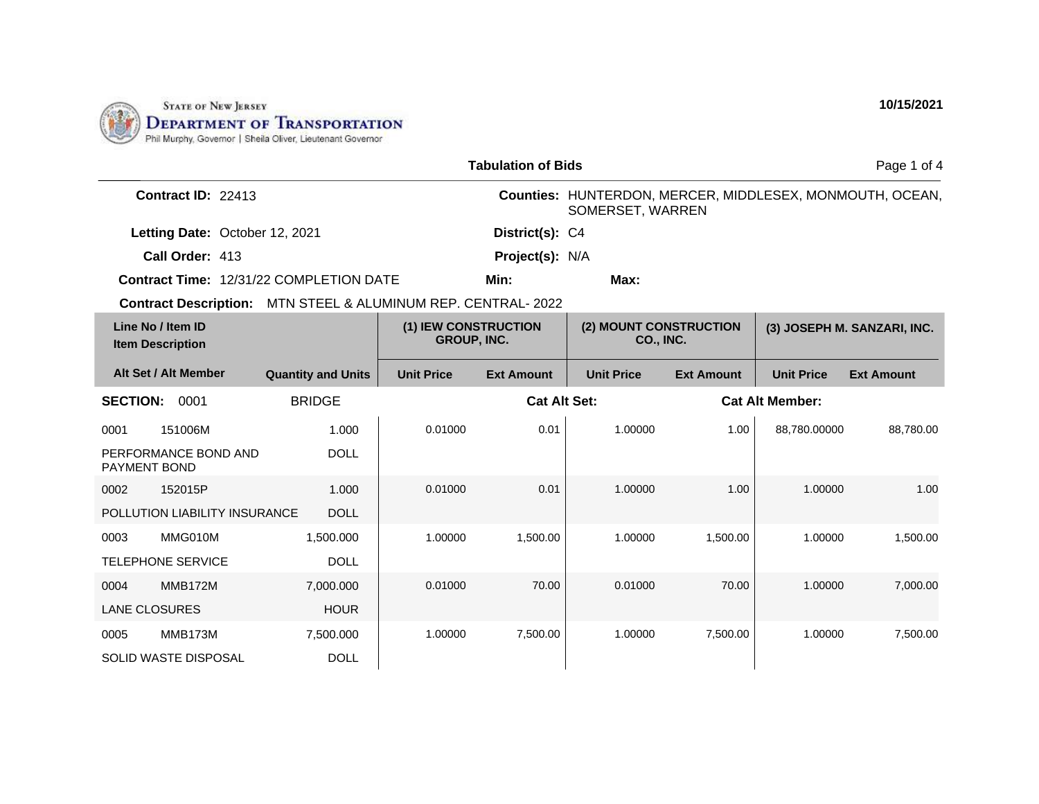STATE OF NEW JERSEY
DEPARTMENT OF TRANSPORTATION
Phil Murphy, Governor | Sheila Oliver, Lieutenant Governor

10/15/2021

## Tabulation of Bids

**Contract ID:** 22413

**Counties:** HUNTERDON, MERCER, MIDDLESEX, MONMOUTH, OCEAN, SOMERSET, WARREN

**Letting Date:** October 12, 2021

**District(s):** C4

**Call Order:** 413

**Project(s):** N/A

**Contract Time:** 12/31/22 COMPLETION DATE

**Min:**

**Max:**

**Contract Description:** MTN STEEL & ALUMINUM REP. CENTRAL- 2022

| Line No / Item ID / Item Description / Alt Set / Alt Member | | Quantity and Units | (1) IEW CONSTRUCTION GROUP, INC. Unit Price | (1) IEW CONSTRUCTION GROUP, INC. Ext Amount | (2) MOUNT CONSTRUCTION CO., INC. Unit Price | (2) MOUNT CONSTRUCTION CO., INC. Ext Amount | (3) JOSEPH M. SANZARI, INC. Unit Price | (3) JOSEPH M. SANZARI, INC. Ext Amount |
|---|---|---|---|---|---|---|---|---|
| **SECTION:** 0001 | | BRIDGE | | **Cat Alt Set:** | | **Cat Alt Member:** | | |
| 0001 | 151006M | 1.000 | 0.01000 | 0.01 | 1.00000 | 1.00 | 88,780.00000 | 88,780.00 |
| PERFORMANCE BOND AND PAYMENT BOND | | DOLL | | | | | | |
| 0002 | 152015P | 1.000 | 0.01000 | 0.01 | 1.00000 | 1.00 | 1.00000 | 1.00 |
| POLLUTION LIABILITY INSURANCE | | DOLL | | | | | | |
| 0003 | MMG010M | 1,500.000 | 1.00000 | 1,500.00 | 1.00000 | 1,500.00 | 1.00000 | 1,500.00 |
| TELEPHONE SERVICE | | DOLL | | | | | | |
| 0004 | MMB172M | 7,000.000 | 0.01000 | 70.00 | 0.01000 | 70.00 | 1.00000 | 7,000.00 |
| LANE CLOSURES | | HOUR | | | | | | |
| 0005 | MMB173M | 7,500.000 | 1.00000 | 7,500.00 | 1.00000 | 7,500.00 | 1.00000 | 7,500.00 |
| SOLID WASTE DISPOSAL | | DOLL | | | | | | |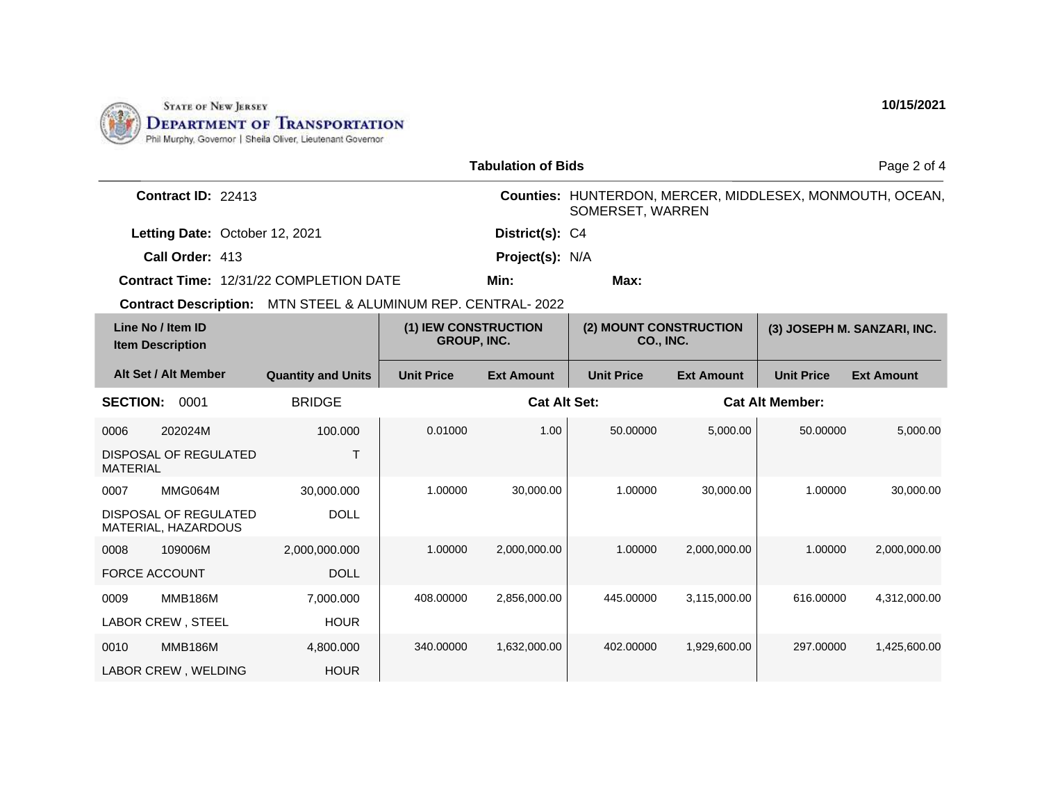STATE OF NEW JERSEY
**DEPARTMENT OF TRANSPORTATION**
Phil Murphy, Governor | Sheila Oliver, Lieutenant Governor

**10/15/2021**

**Tabulation of Bids**

**Contract ID:** 22413

**Counties:** HUNTERDON, MERCER, MIDDLESEX, MONMOUTH, OCEAN, SOMERSET, WARREN

**Letting Date:** October 12, 2021

**District(s):** C4

**Call Order:** 413

**Project(s):** N/A

**Contract Time:** 12/31/22 COMPLETION DATE

**Min:**

**Max:**

**Contract Description:** MTN STEEL & ALUMINUM REP. CENTRAL- 2022

| Line No / Item ID | | | (1) IEW CONSTRUCTION GROUP, INC. | | (2) MOUNT CONSTRUCTION CO., INC. | | (3) JOSEPH M. SANZARI, INC. | |
|---|---|---|---|---|---|---|---|---|
| Item Description | | | | | | | | |
| Alt Set / Alt Member | | Quantity and Units | Unit Price | Ext Amount | Unit Price | Ext Amount | Unit Price | Ext Amount |
| **SECTION:** 0001 | | BRIDGE | | **Cat Alt Set:** | | **Cat Alt Member:** | | |
| 0006 | 202024M | 100.000 | 0.01000 | 1.00 | 50.00000 | 5,000.00 | 50.00000 | 5,000.00 |
| DISPOSAL OF REGULATED MATERIAL | | T | | | | | | |
| 0007 | MMG064M | 30,000.000 | 1.00000 | 30,000.00 | 1.00000 | 30,000.00 | 1.00000 | 30,000.00 |
| DISPOSAL OF REGULATED MATERIAL, HAZARDOUS | | DOLL | | | | | | |
| 0008 | 109006M | 2,000,000.000 | 1.00000 | 2,000,000.00 | 1.00000 | 2,000,000.00 | 1.00000 | 2,000,000.00 |
| FORCE ACCOUNT | | DOLL | | | | | | |
| 0009 | MMB186M | 7,000.000 | 408.00000 | 2,856,000.00 | 445.00000 | 3,115,000.00 | 616.00000 | 4,312,000.00 |
| LABOR CREW , STEEL | | HOUR | | | | | | |
| 0010 | MMB186M | 4,800.000 | 340.00000 | 1,632,000.00 | 402.00000 | 1,929,600.00 | 297.00000 | 1,425,600.00 |
| LABOR CREW , WELDING | | HOUR | | | | | | |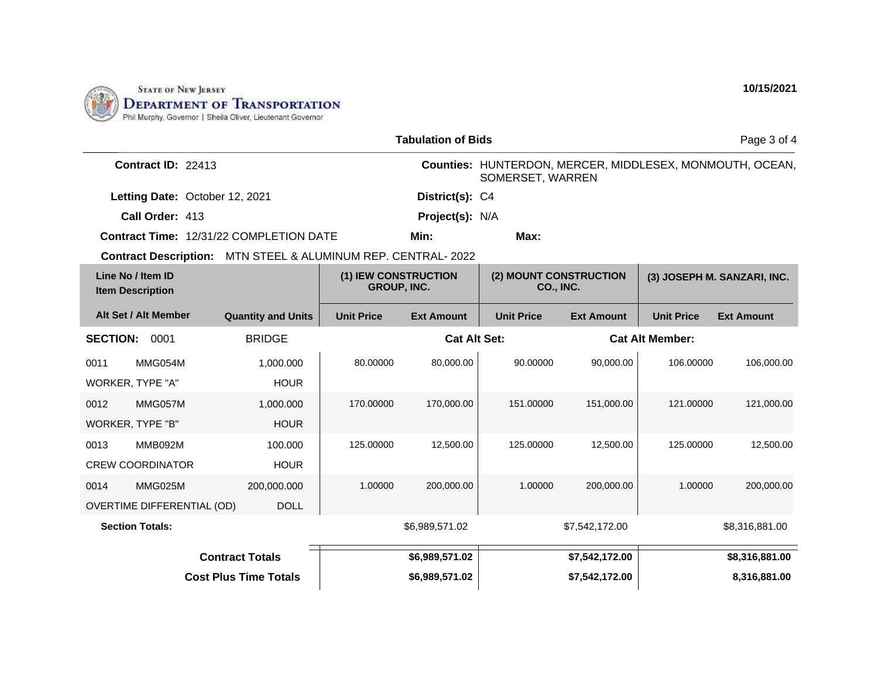STATE OF NEW JERSEY
DEPARTMENT OF TRANSPORTATION
Phil Murphy, Governor | Sheila Oliver, Lieutenant Governor

10/15/2021

## Tabulation of Bids

**Contract ID:** 22413

**Counties:** HUNTERDON, MERCER, MIDDLESEX, MONMOUTH, OCEAN, SOMERSET, WARREN

**Letting Date:** October 12, 2021

**District(s):** C4

**Call Order:** 413

**Project(s):** N/A

**Contract Time:** 12/31/22 COMPLETION DATE

**Min:**

**Max:**

**Contract Description:** MTN STEEL & ALUMINUM REP. CENTRAL- 2022

| Line No / Item ID / Item Description | Alt Set / Alt Member | Quantity and Units | (1) IEW CONSTRUCTION GROUP, INC. Unit Price | (1) IEW CONSTRUCTION GROUP, INC. Ext Amount | (2) MOUNT CONSTRUCTION CO., INC. Unit Price | (2) MOUNT CONSTRUCTION CO., INC. Ext Amount | (3) JOSEPH M. SANZARI, INC. Unit Price | (3) JOSEPH M. SANZARI, INC. Ext Amount |
|---|---|---|---|---|---|---|---|---|
| **SECTION: 0001** | | BRIDGE | | **Cat Alt Set:** | | | **Cat Alt Member:** | |
| 0011 MMG054M WORKER, TYPE "A" | | 1,000.000 HOUR | 80.00000 | 80,000.00 | 90.00000 | 90,000.00 | 106.00000 | 106,000.00 |
| 0012 MMG057M WORKER, TYPE "B" | | 1,000.000 HOUR | 170.00000 | 170,000.00 | 151.00000 | 151,000.00 | 121.00000 | 121,000.00 |
| 0013 MMB092M CREW COORDINATOR | | 100.000 HOUR | 125.00000 | 12,500.00 | 125.00000 | 12,500.00 | 125.00000 | 12,500.00 |
| 0014 MMG025M OVERTIME DIFFERENTIAL (OD) | | 200,000.000 DOLL | 1.00000 | 200,000.00 | 1.00000 | 200,000.00 | 1.00000 | 200,000.00 |
| **Section Totals:** | | | | $6,989,571.02 | | $7,542,172.00 | | $8,316,881.00 |
| **Contract Totals** | | | | **$6,989,571.02** | | **$7,542,172.00** | | **$8,316,881.00** |
| **Cost Plus Time Totals** | | | | **$6,989,571.02** | | **$7,542,172.00** | | **8,316,881.00** |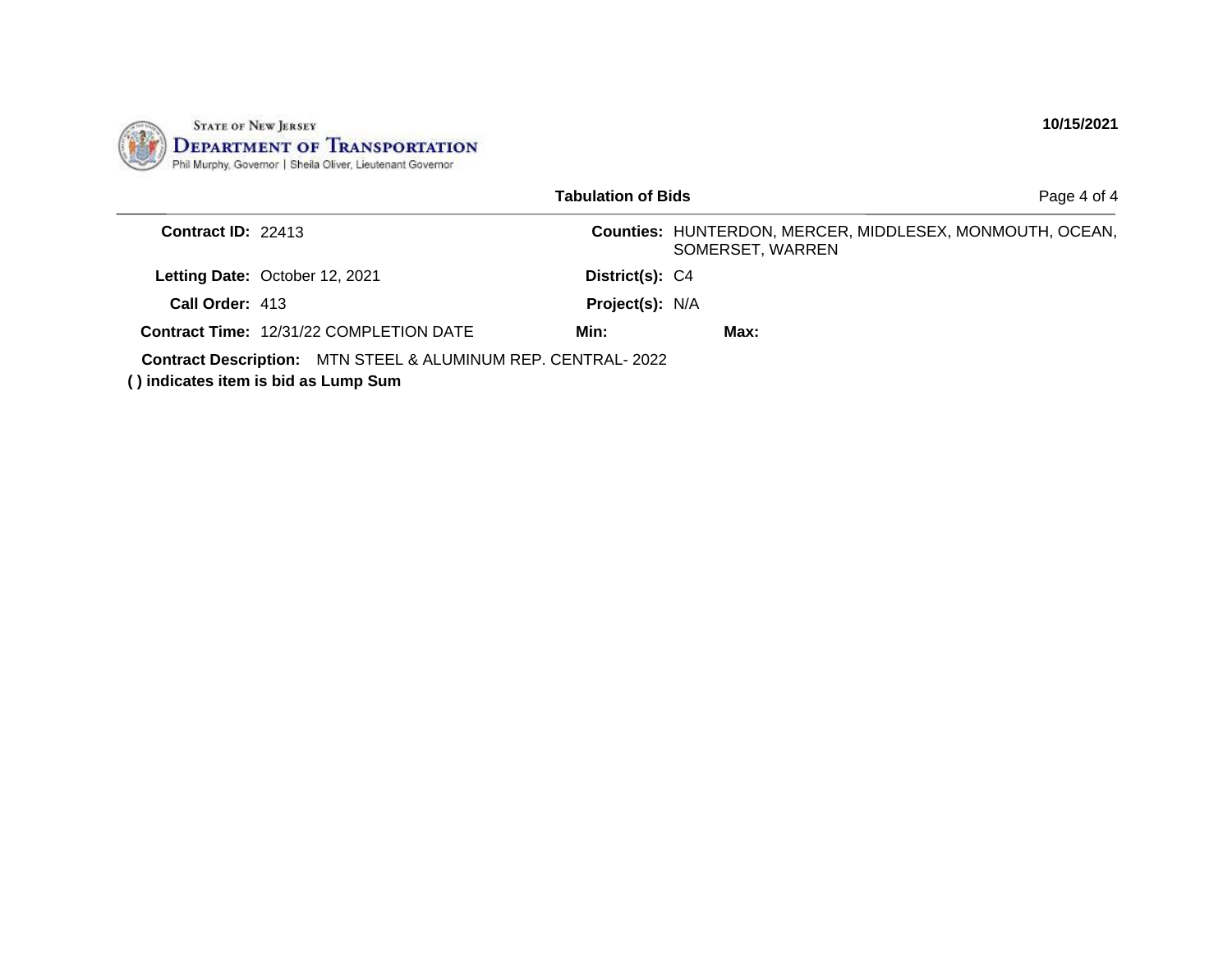STATE OF NEW JERSEY
**DEPARTMENT OF TRANSPORTATION**
Phil Murphy, Governor | Sheila Oliver, Lieutenant Governor

**10/15/2021**

## Tabulation of Bids

| | | | |
|---|---|---|---|
| **Contract ID:** | 22413 | **Counties:** | HUNTERDON, MERCER, MIDDLESEX, MONMOUTH, OCEAN, SOMERSET, WARREN |
| **Letting Date:** | October 12, 2021 | **District(s):** | C4 |
| **Call Order:** | 413 | **Project(s):** | N/A |
| **Contract Time:** | 12/31/22 COMPLETION DATE | **Min:** | **Max:** |

**Contract Description:** MTN STEEL & ALUMINUM REP. CENTRAL- 2022

**( ) indicates item is bid as Lump Sum**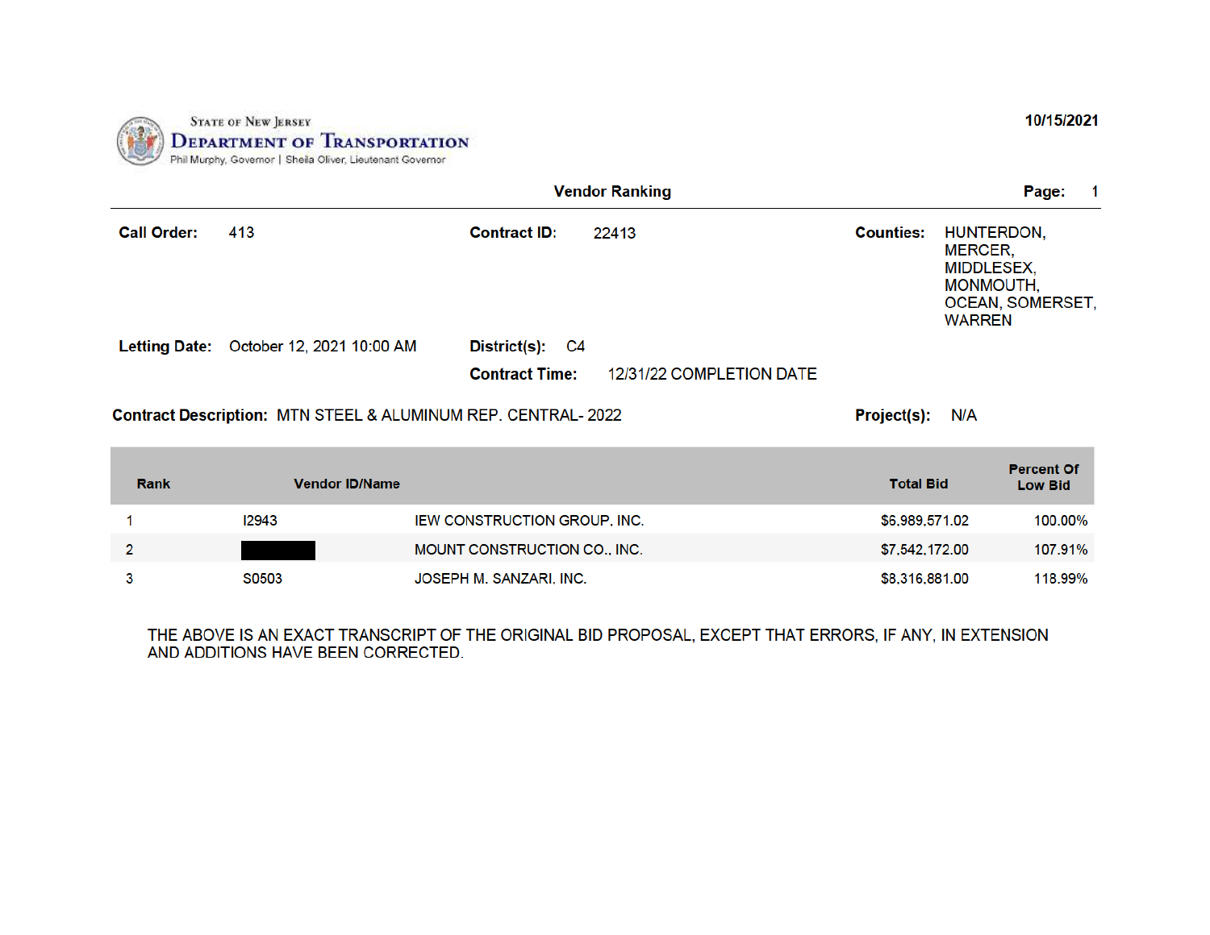State of New Jersey
**Department of Transportation**
Phil Murphy, Governor | Sheila Oliver, Lieutenant Governor

**10/15/2021**

## Vendor Ranking

**Page:** 1

**Call Order:** 413

**Contract ID:** 22413

**Counties:** HUNTERDON, MERCER, MIDDLESEX, MONMOUTH, OCEAN, SOMERSET, WARREN

**Letting Date:** October 12, 2021 10:00 AM

**District(s):** C4

**Contract Time:** 12/31/22 COMPLETION DATE

**Contract Description:** MTN STEEL & ALUMINUM REP. CENTRAL- 2022

**Project(s):** N/A

| Rank | Vendor ID/Name | | Total Bid | Percent Of Low Bid |
|---|---|---|---|---|
| 1 | I2943 | IEW CONSTRUCTION GROUP, INC. | $6,989,571.02 | 100.00% |
| 2 | | MOUNT CONSTRUCTION CO., INC. | $7,542,172.00 | 107.91% |
| 3 | S0503 | JOSEPH M. SANZARI, INC. | $8,316,881.00 | 118.99% |

THE ABOVE IS AN EXACT TRANSCRIPT OF THE ORIGINAL BID PROPOSAL, EXCEPT THAT ERRORS, IF ANY, IN EXTENSION AND ADDITIONS HAVE BEEN CORRECTED.